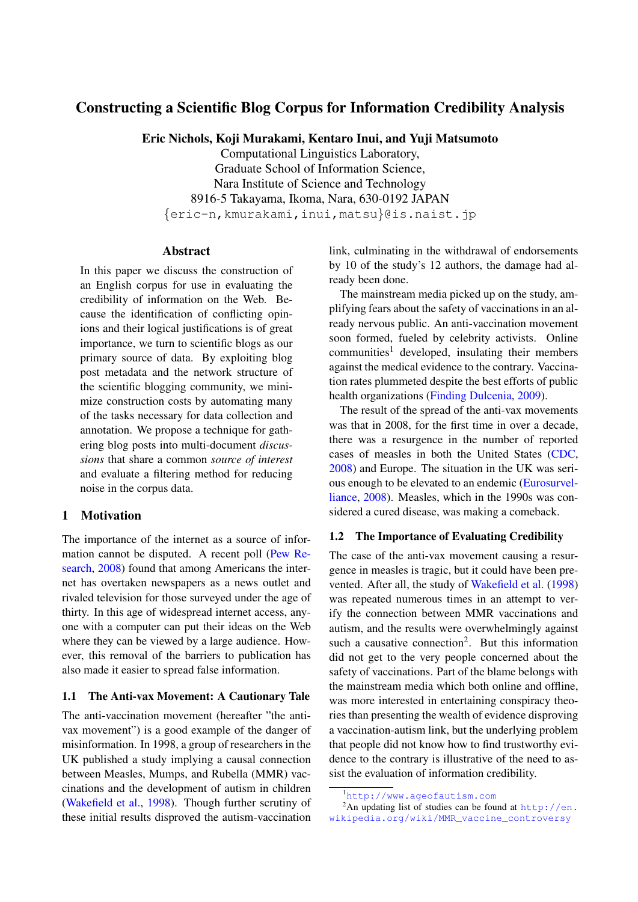# Constructing a Scientific Blog Corpus for Information Credibility Analysis

**Eric Nichols, Koji Murakami, Kentaro Inui, and Yuji Matsumoto**

Computational Linguistics Laboratory,
Graduate School of Information Science,
Nara Institute of Science and Technology
8916-5 Takayama, Ikoma, Nara, 630-0192 JAPAN
{eric-n,kmurakami,inui,matsu}@is.naist.jp

## Abstract

In this paper we discuss the construction of an English corpus for use in evaluating the credibility of information on the Web. Because the identification of conflicting opinions and their logical justifications is of great importance, we turn to scientific blogs as our primary source of data. By exploiting blog post metadata and the network structure of the scientific blogging community, we minimize construction costs by automating many of the tasks necessary for data collection and annotation. We propose a technique for gathering blog posts into multi-document *discussions* that share a common *source of interest* and evaluate a filtering method for reducing noise in the corpus data.

## 1 Motivation

The importance of the internet as a source of information cannot be disputed. A recent poll (Pew Research, 2008) found that among Americans the internet has overtaken newspapers as a news outlet and rivaled television for those surveyed under the age of thirty. In this age of widespread internet access, anyone with a computer can put their ideas on the Web where they can be viewed by a large audience. However, this removal of the barriers to publication has also made it easier to spread false information.

### 1.1 The Anti-vax Movement: A Cautionary Tale

The anti-vaccination movement (hereafter "the anti-vax movement") is a good example of the danger of misinformation. In 1998, a group of researchers in the UK published a study implying a causal connection between Measles, Mumps, and Rubella (MMR) vaccinations and the development of autism in children (Wakefield et al., 1998). Though further scrutiny of these initial results disproved the autism-vaccination link, culminating in the withdrawal of endorsements by 10 of the study's 12 authors, the damage had already been done.

The mainstream media picked up on the study, amplifying fears about the safety of vaccinations in an already nervous public. An anti-vaccination movement soon formed, fueled by celebrity activists. Online communities[1] developed, insulating their members against the medical evidence to the contrary. Vaccination rates plummeted despite the best efforts of public health organizations (Finding Dulcenia, 2009).

The result of the spread of the anti-vax movements was that in 2008, for the first time in over a decade, there was a resurgence in the number of reported cases of measles in both the United States (CDC, 2008) and Europe. The situation in the UK was serious enough to be elevated to an endemic (Eurosurveillance, 2008). Measles, which in the 1990s was considered a cured disease, was making a comeback.

### 1.2 The Importance of Evaluating Credibility

The case of the anti-vax movement causing a resurgence in measles is tragic, but it could have been prevented. After all, the study of Wakefield et al. (1998) was repeated numerous times in an attempt to verify the connection between MMR vaccinations and autism, and the results were overwhelmingly against such a causative connection[2]. But this information did not get to the very people concerned about the safety of vaccinations. Part of the blame belongs with the mainstream media which both online and offline, was more interested in entertaining conspiracy theories than presenting the wealth of evidence disproving a vaccination-autism link, but the underlying problem that people did not know how to find trustworthy evidence to the contrary is illustrative of the need to assist the evaluation of information credibility.

---

[1] http://www.ageofautism.com

[2] An updating list of studies can be found at http://en.wikipedia.org/wiki/MMR_vaccine_controversy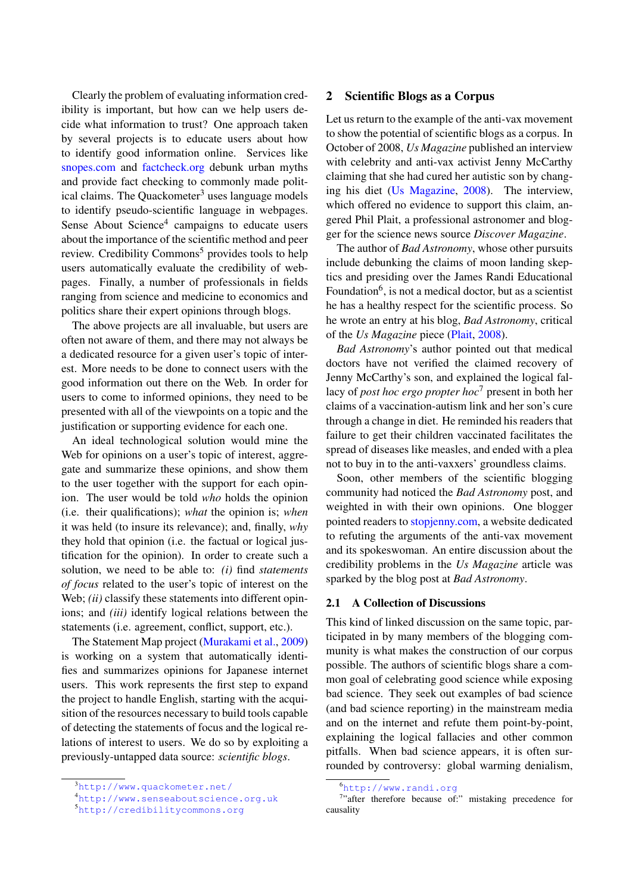Clearly the problem of evaluating information credibility is important, but how can we help users decide what information to trust? One approach taken by several projects is to educate users about how to identify good information online. Services like snopes.com and factcheck.org debunk urban myths and provide fact checking to commonly made political claims. The Quackometer[3] uses language models to identify pseudo-scientific language in webpages. Sense About Science[4] campaigns to educate users about the importance of the scientific method and peer review. Credibility Commons[5] provides tools to help users automatically evaluate the credibility of webpages. Finally, a number of professionals in fields ranging from science and medicine to economics and politics share their expert opinions through blogs.

The above projects are all invaluable, but users are often not aware of them, and there may not always be a dedicated resource for a given user's topic of interest. More needs to be done to connect users with the good information out there on the Web. In order for users to come to informed opinions, they need to be presented with all of the viewpoints on a topic and the justification or supporting evidence for each one.

An ideal technological solution would mine the Web for opinions on a user's topic of interest, aggregate and summarize these opinions, and show them to the user together with the support for each opinion. The user would be told *who* holds the opinion (i.e. their qualifications); *what* the opinion is; *when* it was held (to insure its relevance); and, finally, *why* they hold that opinion (i.e. the factual or logical justification for the opinion). In order to create such a solution, we need to be able to: *(i)* find *statements of focus* related to the user's topic of interest on the Web; *(ii)* classify these statements into different opinions; and *(iii)* identify logical relations between the statements (i.e. agreement, conflict, support, etc.).

The Statement Map project (Murakami et al., 2009) is working on a system that automatically identifies and summarizes opinions for Japanese internet users. This work represents the first step to expand the project to handle English, starting with the acquisition of the resources necessary to build tools capable of detecting the statements of focus and the logical relations of interest to users. We do so by exploiting a previously-untapped data source: *scientific blogs*.

[3] http://www.quackometer.net/

[4] http://www.senseaboutscience.org.uk

[5] http://credibilitycommons.org

## 2 Scientific Blogs as a Corpus

Let us return to the example of the anti-vax movement to show the potential of scientific blogs as a corpus. In October of 2008, *Us Magazine* published an interview with celebrity and anti-vax activist Jenny McCarthy claiming that she had cured her autistic son by changing his diet (Us Magazine, 2008). The interview, which offered no evidence to support this claim, angered Phil Plait, a professional astronomer and blogger for the science news source *Discover Magazine*.

The author of *Bad Astronomy*, whose other pursuits include debunking the claims of moon landing skeptics and presiding over the James Randi Educational Foundation[6], is not a medical doctor, but as a scientist he has a healthy respect for the scientific process. So he wrote an entry at his blog, *Bad Astronomy*, critical of the *Us Magazine* piece (Plait, 2008).

*Bad Astronomy*'s author pointed out that medical doctors have not verified the claimed recovery of Jenny McCarthy's son, and explained the logical fallacy of *post hoc ergo propter hoc*[7] present in both her claims of a vaccination-autism link and her son's cure through a change in diet. He reminded his readers that failure to get their children vaccinated facilitates the spread of diseases like measles, and ended with a plea not to buy in to the anti-vaxxers' groundless claims.

Soon, other members of the scientific blogging community had noticed the *Bad Astronomy* post, and weighted in with their own opinions. One blogger pointed readers to stopjenny.com, a website dedicated to refuting the arguments of the anti-vax movement and its spokeswoman. An entire discussion about the credibility problems in the *Us Magazine* article was sparked by the blog post at *Bad Astronomy*.

### 2.1 A Collection of Discussions

This kind of linked discussion on the same topic, participated in by many members of the blogging community is what makes the construction of our corpus possible. The authors of scientific blogs share a common goal of celebrating good science while exposing bad science. They seek out examples of bad science (and bad science reporting) in the mainstream media and on the internet and refute them point-by-point, explaining the logical fallacies and other common pitfalls. When bad science appears, it is often surrounded by controversy: global warming denialism,

[6] http://www.randi.org

[7] "after therefore because of:" mistaking precedence for causality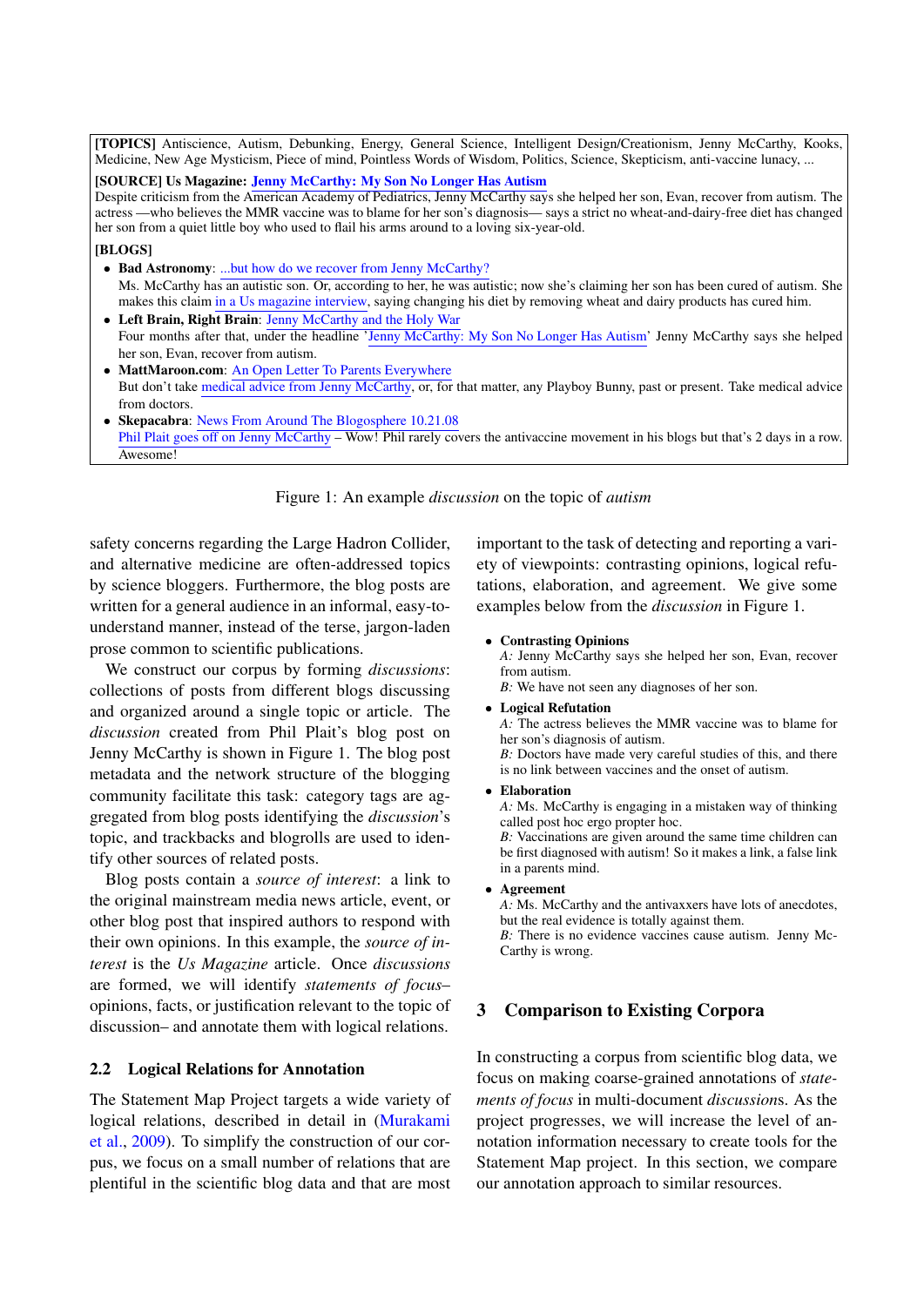**[TOPICS]** Antiscience, Autism, Debunking, Energy, General Science, Intelligent Design/Creationism, Jenny McCarthy, Kooks, Medicine, New Age Mysticism, Piece of mind, Pointless Words of Wisdom, Politics, Science, Skepticism, anti-vaccine lunacy, ...

**[SOURCE] Us Magazine: Jenny McCarthy: My Son No Longer Has Autism**
Despite criticism from the American Academy of Pediatrics, Jenny McCarthy says she helped her son, Evan, recover from autism. The actress —who believes the MMR vaccine was to blame for her son's diagnosis— says a strict no wheat-and-dairy-free diet has changed her son from a quiet little boy who used to flail his arms around to a loving six-year-old.

**[BLOGS]**

- **Bad Astronomy**: ...but how do we recover from Jenny McCarthy?
  Ms. McCarthy has an autistic son. Or, according to her, he was autistic; now she's claiming her son has been cured of autism. She makes this claim in a Us magazine interview, saying changing his diet by removing wheat and dairy products has cured him.
- **Left Brain, Right Brain**: Jenny McCarthy and the Holy War
  Four months after that, under the headline 'Jenny McCarthy: My Son No Longer Has Autism' Jenny McCarthy says she helped her son, Evan, recover from autism.
- **MattMaroon.com**: An Open Letter To Parents Everywhere
  But don't take medical advice from Jenny McCarthy, or, for that matter, any Playboy Bunny, past or present. Take medical advice from doctors.
- **Skepacabra**: News From Around The Blogosphere 10.21.08
  Phil Plait goes off on Jenny McCarthy – Wow! Phil rarely covers the antivaccine movement in his blogs but that's 2 days in a row. Awesome!

Figure 1: An example *discussion* on the topic of *autism*

safety concerns regarding the Large Hadron Collider, and alternative medicine are often-addressed topics by science bloggers. Furthermore, the blog posts are written for a general audience in an informal, easy-to-understand manner, instead of the terse, jargon-laden prose common to scientific publications.

We construct our corpus by forming *discussions*: collections of posts from different blogs discussing and organized around a single topic or article. The *discussion* created from Phil Plait's blog post on Jenny McCarthy is shown in Figure 1. The blog post metadata and the network structure of the blogging community facilitate this task: category tags are aggregated from blog posts identifying the *discussion*'s topic, and trackbacks and blogrolls are used to identify other sources of related posts.

Blog posts contain a *source of interest*: a link to the original mainstream media news article, event, or other blog post that inspired authors to respond with their own opinions. In this example, the *source of interest* is the *Us Magazine* article. Once *discussions* are formed, we will identify *statements of focus*– opinions, facts, or justification relevant to the topic of discussion– and annotate them with logical relations.

### 2.2 Logical Relations for Annotation

The Statement Map Project targets a wide variety of logical relations, described in detail in (Murakami et al., 2009). To simplify the construction of our corpus, we focus on a small number of relations that are plentiful in the scientific blog data and that are most important to the task of detecting and reporting a variety of viewpoints: contrasting opinions, logical refutations, elaboration, and agreement. We give some examples below from the *discussion* in Figure 1.

- **Contrasting Opinions**
  *A:* Jenny McCarthy says she helped her son, Evan, recover from autism.
  *B:* We have not seen any diagnoses of her son.
- **Logical Refutation**
  *A:* The actress believes the MMR vaccine was to blame for her son's diagnosis of autism.
  *B:* Doctors have made very careful studies of this, and there is no link between vaccines and the onset of autism.
- **Elaboration**
  *A:* Ms. McCarthy is engaging in a mistaken way of thinking called post hoc ergo propter hoc.
  *B:* Vaccinations are given around the same time children can be first diagnosed with autism! So it makes a link, a false link in a parents mind.
- **Agreement**
  *A:* Ms. McCarthy and the antivaxxers have lots of anecdotes, but the real evidence is totally against them.
  *B:* There is no evidence vaccines cause autism. Jenny McCarthy is wrong.

## 3 Comparison to Existing Corpora

In constructing a corpus from scientific blog data, we focus on making coarse-grained annotations of *statements of focus* in multi-document *discussions*. As the project progresses, we will increase the level of annotation information necessary to create tools for the Statement Map project. In this section, we compare our annotation approach to similar resources.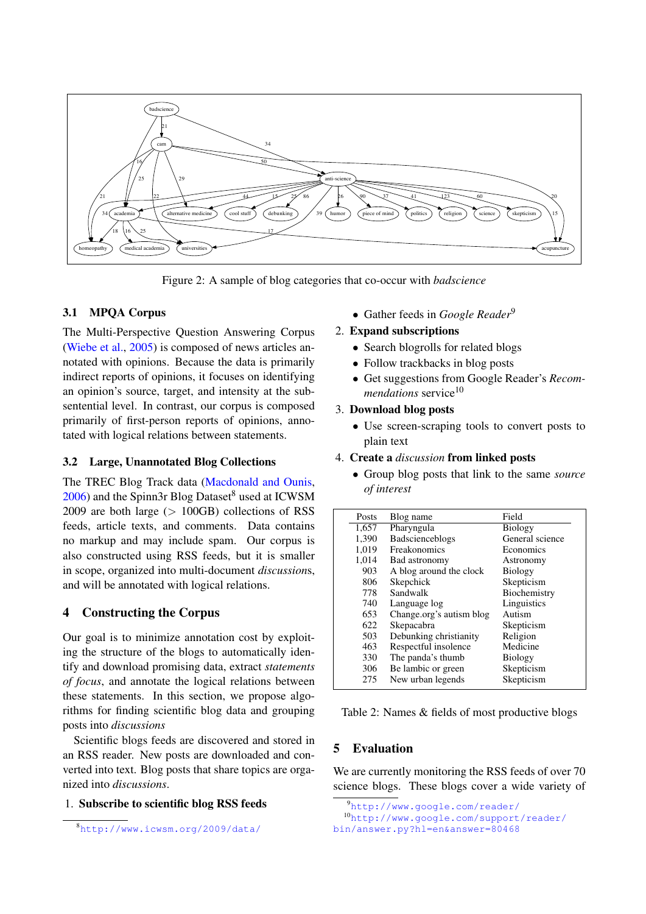Figure 2: A sample of blog categories that co-occur with *badscience*

### 3.1 MPQA Corpus

The Multi-Perspective Question Answering Corpus (Wiebe et al., 2005) is composed of news articles annotated with opinions. Because the data is primarily indirect reports of opinions, it focuses on identifying an opinion's source, target, and intensity at the sub-sentential level. In contrast, our corpus is composed primarily of first-person reports of opinions, annotated with logical relations between statements.

### 3.2 Large, Unannotated Blog Collections

The TREC Blog Track data (Macdonald and Ounis, 2006) and the Spinn3r Blog Dataset[8] used at ICWSM 2009 are both large (> 100GB) collections of RSS feeds, article texts, and comments. Data contains no markup and may include spam. Our corpus is also constructed using RSS feeds, but it is smaller in scope, organized into multi-document *discussions*, and will be annotated with logical relations.

## 4 Constructing the Corpus

Our goal is to minimize annotation cost by exploiting the structure of the blogs to automatically identify and download promising data, extract *statements of focus*, and annotate the logical relations between these statements. In this section, we propose algorithms for finding scientific blog data and grouping posts into *discussions*

Scientific blogs feeds are discovered and stored in an RSS reader. New posts are downloaded and converted into text. Blog posts that share topics are organized into *discussions*.

1. **Subscribe to scientific blog RSS feeds**
   - Gather feeds in *Google Reader*[9]
2. **Expand subscriptions**
   - Search blogrolls for related blogs
   - Follow trackbacks in blog posts
   - Get suggestions from Google Reader's *Recommendations* service[10]
3. **Download blog posts**
   - Use screen-scraping tools to convert posts to plain text
4. **Create a *discussion* from linked posts**
   - Group blog posts that link to the same *source of interest*

| Posts | Blog name | Field |
|---|---|---|
| 1,657 | Pharyngula | Biology |
| 1,390 | Badscienceblogs | General science |
| 1,019 | Freakonomics | Economics |
| 1,014 | Bad astronomy | Astronomy |
| 903 | A blog around the clock | Biology |
| 806 | Skepchick | Skepticism |
| 778 | Sandwalk | Biochemistry |
| 740 | Language log | Linguistics |
| 653 | Change.org's autism blog | Autism |
| 622 | Skepacabra | Skepticism |
| 503 | Debunking christianity | Religion |
| 463 | Respectful insolence | Medicine |
| 330 | The panda's thumb | Biology |
| 306 | Be lambic or green | Skepticism |
| 275 | New urban legends | Skepticism |

Table 2: Names & fields of most productive blogs

## 5 Evaluation

We are currently monitoring the RSS feeds of over 70 science blogs. These blogs cover a wide variety of

[8] http://www.icwsm.org/2009/data/

[9] http://www.google.com/reader/

[10] http://www.google.com/support/reader/bin/answer.py?hl=en&answer=80468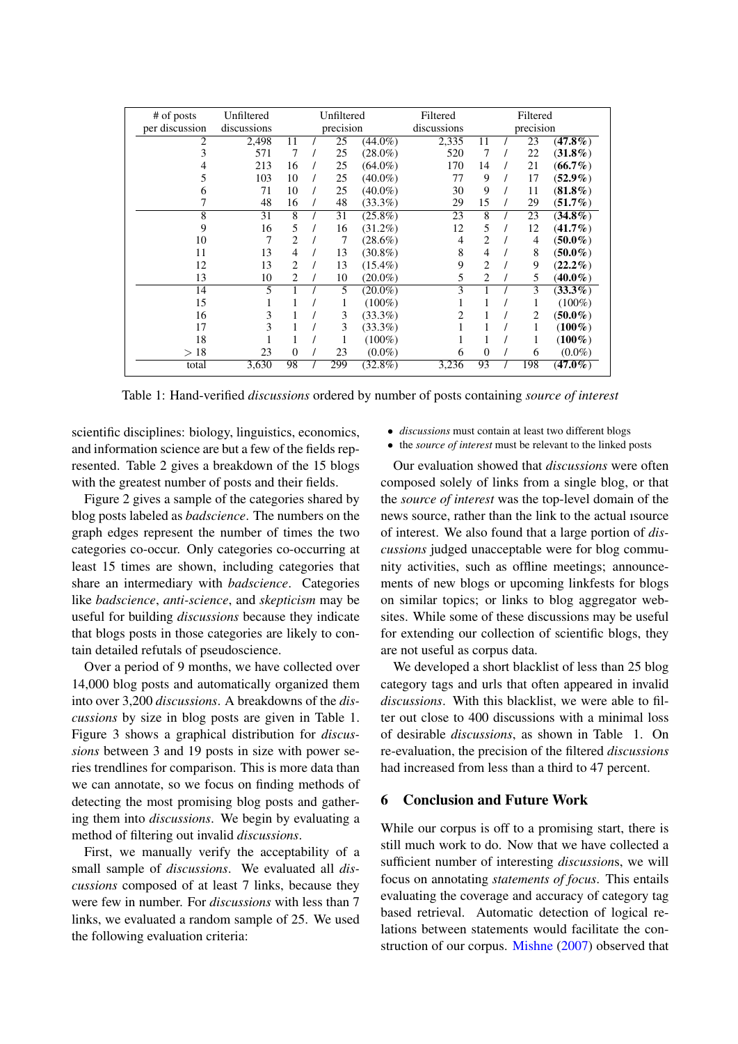| # of posts per discussion | Unfiltered discussions | Unfiltered precision | Filtered discussions | Filtered precision |
|---|---|---|---|---|
| 2 | 2,498 | 11 / 25 (44.0%) | 2,335 | 11 / 23 **(47.8%)** |
| 3 | 571 | 7 / 25 (28.0%) | 520 | 7 / 22 **(31.8%)** |
| 4 | 213 | 16 / 25 (64.0%) | 170 | 14 / 21 **(66.7%)** |
| 5 | 103 | 10 / 25 (40.0%) | 77 | 9 / 17 **(52.9%)** |
| 6 | 71 | 10 / 25 (40.0%) | 30 | 9 / 11 **(81.8%)** |
| 7 | 48 | 16 / 48 (33.3%) | 29 | 15 / 29 **(51.7%)** |
| 8 | 31 | 8 / 31 (25.8%) | 23 | 8 / 23 **(34.8%)** |
| 9 | 16 | 5 / 16 (31.2%) | 12 | 5 / 12 **(41.7%)** |
| 10 | 7 | 2 / 7 (28.6%) | 4 | 2 / 4 **(50.0%)** |
| 11 | 13 | 4 / 13 (30.8%) | 8 | 4 / 8 **(50.0%)** |
| 12 | 13 | 2 / 13 (15.4%) | 9 | 2 / 9 **(22.2%)** |
| 13 | 10 | 2 / 10 (20.0%) | 5 | 2 / 5 **(40.0%)** |
| 14 | 5 | 1 / 5 (20.0%) | 3 | 1 / 3 **(33.3%)** |
| 15 | 1 | 1 / 1 (100%) | 1 | 1 / 1 (100%) |
| 16 | 3 | 1 / 3 (33.3%) | 2 | 1 / 2 **(50.0%)** |
| 17 | 3 | 1 / 3 (33.3%) | 1 | 1 / 1 **(100%)** |
| 18 | 1 | 1 / 1 (100%) | 1 | 1 / 1 **(100%)** |
| > 18 | 23 | 0 / 23 (0.0%) | 6 | 0 / 6 (0.0%) |
| total | 3,630 | 98 / 299 (32.8%) | 3,236 | 93 / 198 **(47.0%)** |

Table 1: Hand-verified *discussions* ordered by number of posts containing *source of interest*

scientific disciplines: biology, linguistics, economics, and information science are but a few of the fields represented. Table 2 gives a breakdown of the 15 blogs with the greatest number of posts and their fields.

Figure 2 gives a sample of the categories shared by blog posts labeled as *badscience*. The numbers on the graph edges represent the number of times the two categories co-occur. Only categories co-occurring at least 15 times are shown, including categories that share an intermediary with *badscience*. Categories like *badscience*, *anti-science*, and *skepticism* may be useful for building *discussions* because they indicate that blogs posts in those categories are likely to contain detailed refutals of pseudoscience.

Over a period of 9 months, we have collected over 14,000 blog posts and automatically organized them into over 3,200 *discussions*. A breakdowns of the *discussions* by size in blog posts are given in Table 1. Figure 3 shows a graphical distribution for *discussions* between 3 and 19 posts in size with power series trendlines for comparison. This is more data than we can annotate, so we focus on finding methods of detecting the most promising blog posts and gathering them into *discussions*. We begin by evaluating a method of filtering out invalid *discussions*.

First, we manually verify the acceptability of a small sample of *discussions*. We evaluated all *discussions* composed of at least 7 links, because they were few in number. For *discussions* with less than 7 links, we evaluated a random sample of 25. We used the following evaluation criteria:

- *discussions* must contain at least two different blogs
- the *source of interest* must be relevant to the linked posts

Our evaluation showed that *discussions* were often composed solely of links from a single blog, or that the *source of interest* was the top-level domain of the news source, rather than the link to the actual ısource of interest. We also found that a large portion of *discussions* judged unacceptable were for blog community activities, such as offline meetings; announcements of new blogs or upcoming linkfests for blogs on similar topics; or links to blog aggregator websites. While some of these discussions may be useful for extending our collection of scientific blogs, they are not useful as corpus data.

We developed a short blacklist of less than 25 blog category tags and urls that often appeared in invalid *discussions*. With this blacklist, we were able to filter out close to 400 discussions with a minimal loss of desirable *discussions*, as shown in Table 1. On re-evaluation, the precision of the filtered *discussions* had increased from less than a third to 47 percent.

## 6 Conclusion and Future Work

While our corpus is off to a promising start, there is still much work to do. Now that we have collected a sufficient number of interesting *discussions*, we will focus on annotating *statements of focus*. This entails evaluating the coverage and accuracy of category tag based retrieval. Automatic detection of logical relations between statements would facilitate the construction of our corpus. Mishne (2007) observed that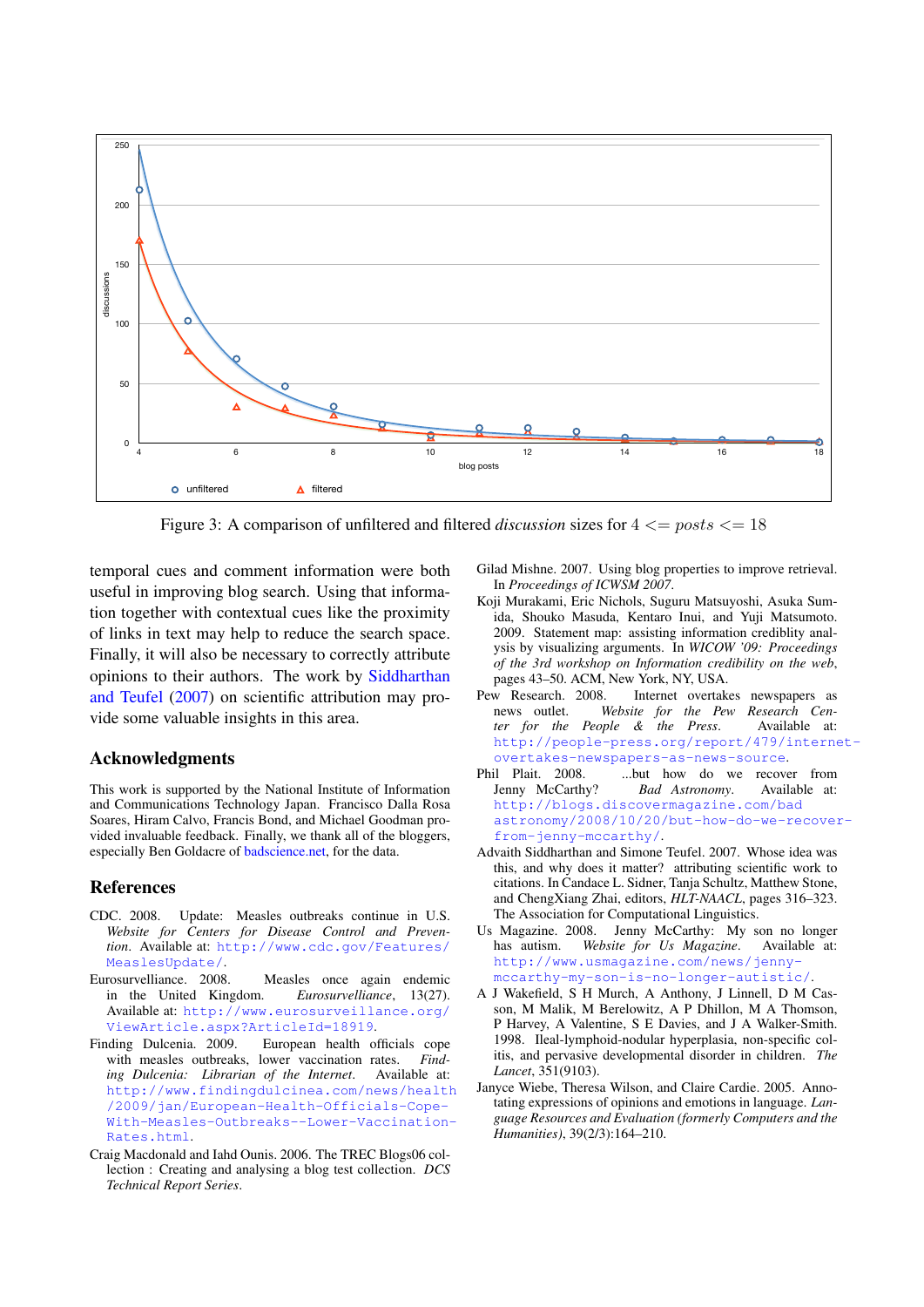250
200
150
100
50
0
discussions
4
6
8
10
12
14
16
18
blog posts
unfiltered
filtered

Figure 3: A comparison of unfiltered and filtered *discussion* sizes for $4 <= posts <= 18$

temporal cues and comment information were both useful in improving blog search. Using that information together with contextual cues like the proximity of links in text may help to reduce the search space. Finally, it will also be necessary to correctly attribute opinions to their authors. The work by Siddharthan and Teufel (2007) on scientific attribution may provide some valuable insights in this area.

## Acknowledgments

This work is supported by the National Institute of Information and Communications Technology Japan. Francisco Dalla Rosa Soares, Hiram Calvo, Francis Bond, and Michael Goodman provided invaluable feedback. Finally, we thank all of the bloggers, especially Ben Goldacre of badscience.net, for the data.

## References

CDC. 2008. Update: Measles outbreaks continue in U.S. *Website for Centers for Disease Control and Prevention*. Available at: http://www.cdc.gov/Features/MeaslesUpdate/.

Eurosurveillance. 2008. Measles once again endemic in the United Kingdom. *Eurosurveillance*, 13(27). Available at: http://www.eurosurveillance.org/ViewArticle.aspx?ArticleId=18919.

Finding Dulcenia. 2009. European health officials cope with measles outbreaks, lower vaccination rates. *Finding Dulcenia: Librarian of the Internet*. Available at: http://www.findingdulcinea.com/news/health/2009/jan/European-Health-Officials-Cope-With-Measles-Outbreaks--Lower-Vaccination-Rates.html.

Craig Macdonald and Iadh Ounis. 2006. The TREC Blogs06 collection : Creating and analysing a blog test collection. *DCS Technical Report Series*.

Gilad Mishne. 2007. Using blog properties to improve retrieval. In *Proceedings of ICWSM 2007*.

Koji Murakami, Eric Nichols, Suguru Matsuyoshi, Asuka Sumida, Shouko Masuda, Kentaro Inui, and Yuji Matsumoto. 2009. Statement map: assisting information crediblity analysis by visualizing arguments. In *WICOW '09: Proceedings of the 3rd workshop on Information credibility on the web*, pages 43–50. ACM, New York, NY, USA.

Pew Research. 2008. Internet overtakes newspapers as news outlet. *Website for the Pew Research Center for the People & the Press*. Available at: http://people-press.org/report/479/internet-overtakes-newspapers-as-news-source.

Phil Plait. 2008. ...but how do we recover from Jenny McCarthy? *Bad Astronomy*. Available at: http://blogs.discovermagazine.com/badastronomy/2008/10/20/but-how-do-we-recover-from-jenny-mccarthy/.

Advaith Siddharthan and Simone Teufel. 2007. Whose idea was this, and why does it matter? attributing scientific work to citations. In Candace L. Sidner, Tanja Schultz, Matthew Stone, and ChengXiang Zhai, editors, *HLT-NAACL*, pages 316–323. The Association for Computational Linguistics.

Us Magazine. 2008. Jenny McCarthy: My son no longer has autism. *Website for Us Magazine*. Available at: http://www.usmagazine.com/news/jenny-mccarthy-my-son-is-no-longer-autistic/.

A J Wakefield, S H Murch, A Anthony, J Linnell, D M Casson, M Malik, M Berelowitz, A P Dhillon, M A Thomson, P Harvey, A Valentine, S E Davies, and J A Walker-Smith. 1998. Ileal-lymphoid-nodular hyperplasia, non-specific colitis, and pervasive developmental disorder in children. *The Lancet*, 351(9103).

Janyce Wiebe, Theresa Wilson, and Claire Cardie. 2005. Annotating expressions of opinions and emotions in language. *Language Resources and Evaluation (formerly Computers and the Humanities)*, 39(2/3):164–210.